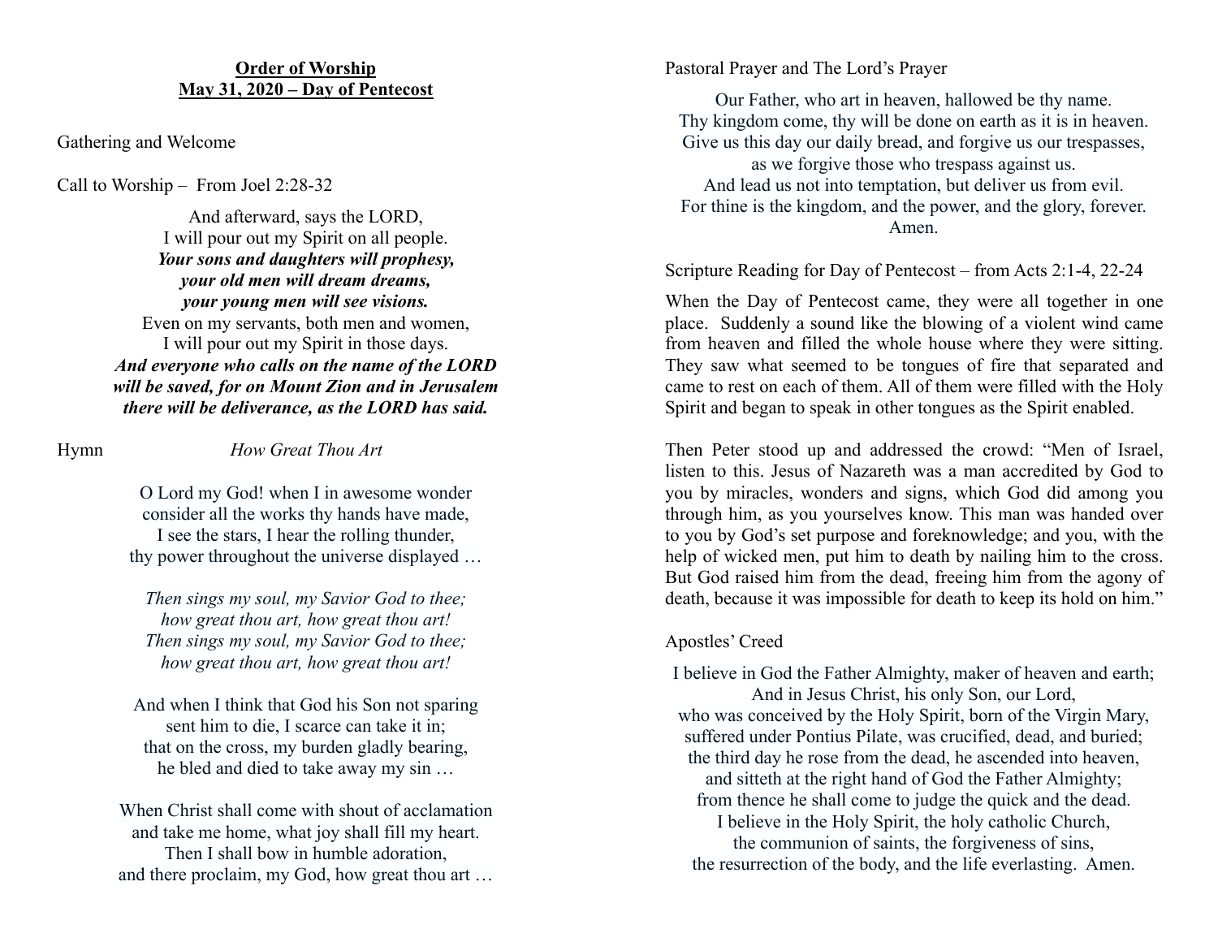**Order of Worship**
**May 31, 2020 – Day of Pentecost**

Gathering and Welcome

Call to Worship – From Joel 2:28-32

And afterward, says the LORD,
I will pour out my Spirit on all people.
***Your sons and daughters will prophesy,***
***your old men will dream dreams,***
***your young men will see visions.***
Even on my servants, both men and women,
I will pour out my Spirit in those days.
***And everyone who calls on the name of the LORD***
***will be saved, for on Mount Zion and in Jerusalem***
***there will be deliverance, as the LORD has said.***

Hymn *How Great Thou Art*

O Lord my God! when I in awesome wonder
consider all the works thy hands have made,
I see the stars, I hear the rolling thunder,
thy power throughout the universe displayed …

*Then sings my soul, my Savior God to thee;*
*how great thou art, how great thou art!*
*Then sings my soul, my Savior God to thee;*
*how great thou art, how great thou art!*

And when I think that God his Son not sparing
sent him to die, I scarce can take it in;
that on the cross, my burden gladly bearing,
he bled and died to take away my sin …

When Christ shall come with shout of acclamation
and take me home, what joy shall fill my heart.
Then I shall bow in humble adoration,
and there proclaim, my God, how great thou art …

Pastoral Prayer and The Lord's Prayer

Our Father, who art in heaven, hallowed be thy name.
Thy kingdom come, thy will be done on earth as it is in heaven.
Give us this day our daily bread, and forgive us our trespasses,
as we forgive those who trespass against us.
And lead us not into temptation, but deliver us from evil.
For thine is the kingdom, and the power, and the glory, forever.
Amen.

Scripture Reading for Day of Pentecost – from Acts 2:1-4, 22-24

When the Day of Pentecost came, they were all together in one place. Suddenly a sound like the blowing of a violent wind came from heaven and filled the whole house where they were sitting. They saw what seemed to be tongues of fire that separated and came to rest on each of them. All of them were filled with the Holy Spirit and began to speak in other tongues as the Spirit enabled.

Then Peter stood up and addressed the crowd: "Men of Israel, listen to this. Jesus of Nazareth was a man accredited by God to you by miracles, wonders and signs, which God did among you through him, as you yourselves know. This man was handed over to you by God's set purpose and foreknowledge; and you, with the help of wicked men, put him to death by nailing him to the cross. But God raised him from the dead, freeing him from the agony of death, because it was impossible for death to keep its hold on him."

Apostles' Creed

I believe in God the Father Almighty, maker of heaven and earth;
And in Jesus Christ, his only Son, our Lord,
who was conceived by the Holy Spirit, born of the Virgin Mary,
suffered under Pontius Pilate, was crucified, dead, and buried;
the third day he rose from the dead, he ascended into heaven,
and sitteth at the right hand of God the Father Almighty;
from thence he shall come to judge the quick and the dead.
I believe in the Holy Spirit, the holy catholic Church,
the communion of saints, the forgiveness of sins,
the resurrection of the body, and the life everlasting. Amen.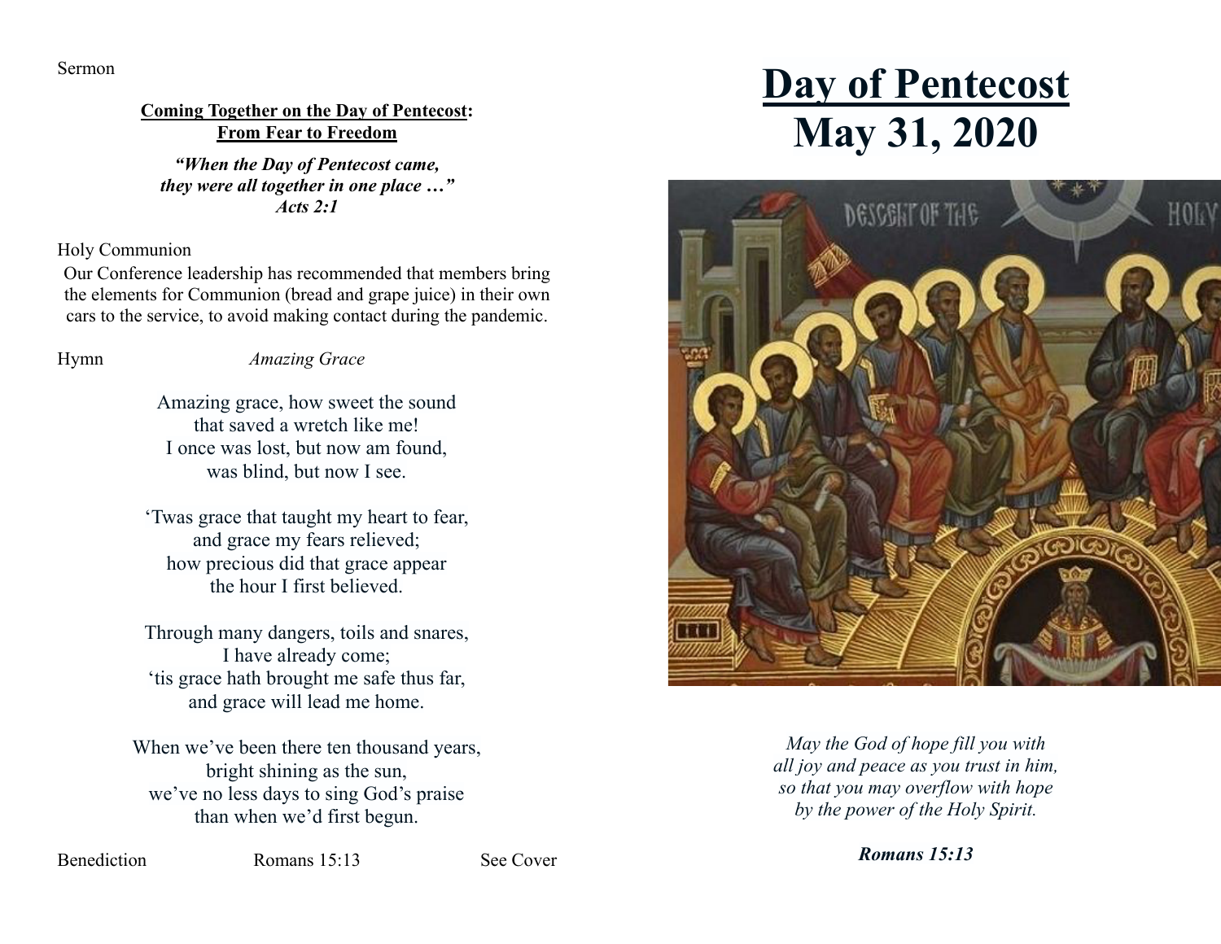Sermon

**Coming Together on the Day of Pentecost:**
**From Fear to Freedom**

***"When the Day of Pentecost came,***
***they were all together in one place …"***
***Acts 2:1***

Holy Communion

Our Conference leadership has recommended that members bring the elements for Communion (bread and grape juice) in their own cars to the service, to avoid making contact during the pandemic.

Hymn *Amazing Grace*

Amazing grace, how sweet the sound
that saved a wretch like me!
I once was lost, but now am found,
was blind, but now I see.

'Twas grace that taught my heart to fear,
and grace my fears relieved;
how precious did that grace appear
the hour I first believed.

Through many dangers, toils and snares,
I have already come;
'tis grace hath brought me safe thus far,
and grace will lead me home.

When we've been there ten thousand years,
bright shining as the sun,
we've no less days to sing God's praise
than when we'd first begun.

Benediction Romans 15:13 See Cover

# Day of Pentecost
# May 31, 2020

*May the God of hope fill you with*
*all joy and peace as you trust in him,*
*so that you may overflow with hope*
*by the power of the Holy Spirit.*

***Romans 15:13***